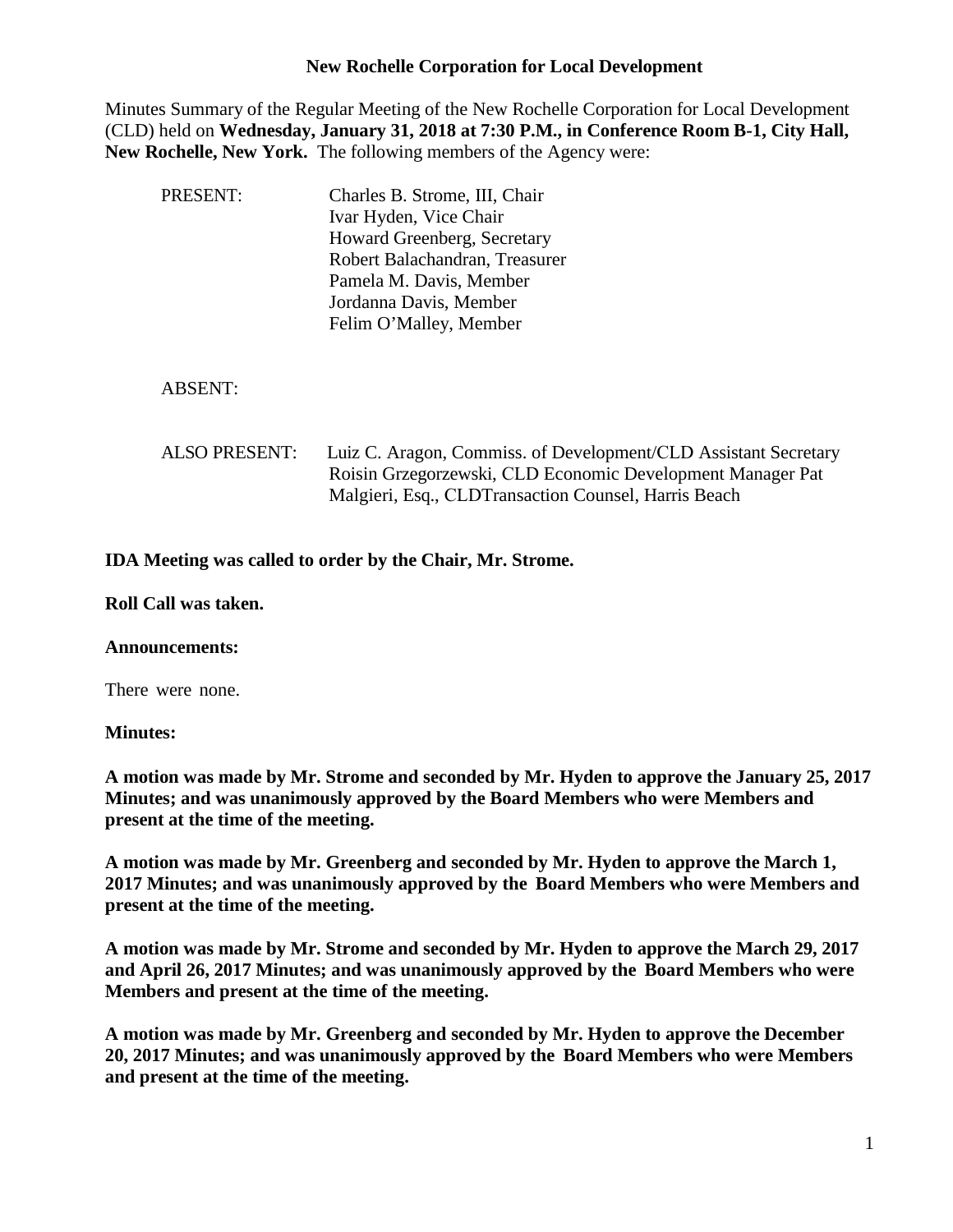**New Rochelle Corporation for Local Development**

Minutes Summary of the Regular Meeting of the New Rochelle Corporation for Local Development (CLD) held on **Wednesday, January 31, 2018 at 7:30 P.M., in Conference Room B-1, City Hall, New Rochelle, New York.** The following members of the Agency were:

PRESENT:
- Charles B. Strome, III, Chair
- Ivar Hyden, Vice Chair
- Howard Greenberg, Secretary
- Robert Balachandran, Treasurer
- Pamela M. Davis, Member
- Jordanna Davis, Member
- Felim O'Malley, Member

ABSENT:

ALSO PRESENT:
- Luiz C. Aragon, Commiss. of Development/CLD Assistant Secretary
- Roisin Grzegorzewski, CLD Economic Development Manager
- Pat Malgieri, Esq., CLDTransaction Counsel, Harris Beach

**IDA Meeting was called to order by the Chair, Mr. Strome.**

**Roll Call was taken.**

**Announcements:**

There were none.

**Minutes:**

**A motion was made by Mr. Strome and seconded by Mr. Hyden to approve the January 25, 2017 Minutes; and was unanimously approved by the Board Members who were Members and present at the time of the meeting.**

**A motion was made by Mr. Greenberg and seconded by Mr. Hyden to approve the March 1, 2017 Minutes; and was unanimously approved by the Board Members who were Members and present at the time of the meeting.**

**A motion was made by Mr. Strome and seconded by Mr. Hyden to approve the March 29, 2017 and April 26, 2017 Minutes; and was unanimously approved by the Board Members who were Members and present at the time of the meeting.**

**A motion was made by Mr. Greenberg and seconded by Mr. Hyden to approve the December 20, 2017 Minutes; and was unanimously approved by the Board Members who were Members and present at the time of the meeting.**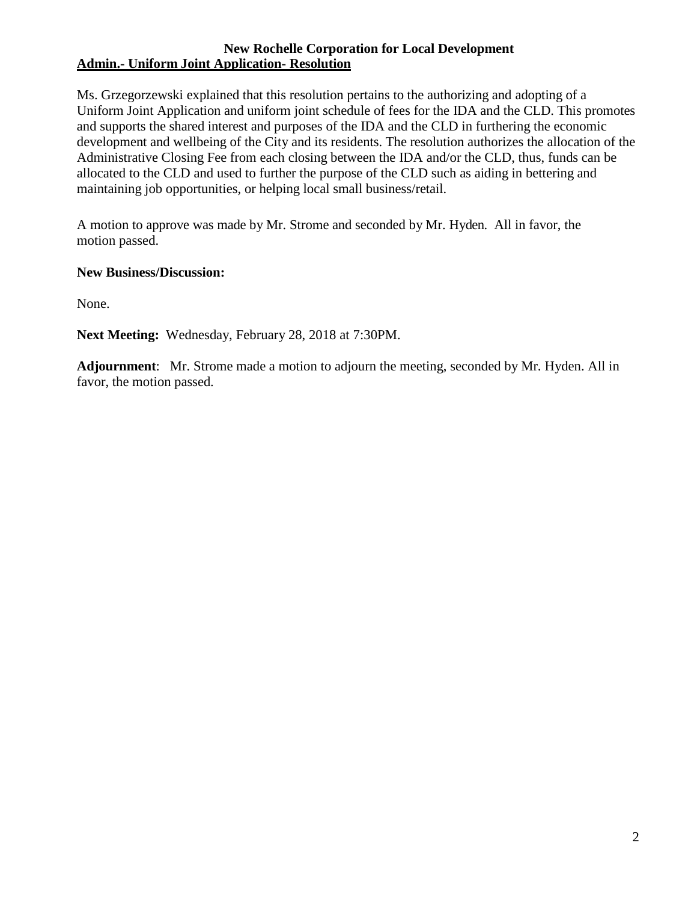**New Rochelle Corporation for Local Development**

**Admin.- Uniform Joint Application- Resolution**

Ms. Grzegorzewski explained that this resolution pertains to the authorizing and adopting of a Uniform Joint Application and uniform joint schedule of fees for the IDA and the CLD. This promotes and supports the shared interest and purposes of the IDA and the CLD in furthering the economic development and wellbeing of the City and its residents. The resolution authorizes the allocation of the Administrative Closing Fee from each closing between the IDA and/or the CLD, thus, funds can be allocated to the CLD and used to further the purpose of the CLD such as aiding in bettering and maintaining job opportunities, or helping local small business/retail.

A motion to approve was made by Mr. Strome and seconded by Mr. Hyden. All in favor, the motion passed.

**New Business/Discussion:**

None.

**Next Meeting:** Wednesday, February 28, 2018 at 7:30PM.

**Adjournment**: Mr. Strome made a motion to adjourn the meeting, seconded by Mr. Hyden. All in favor, the motion passed.